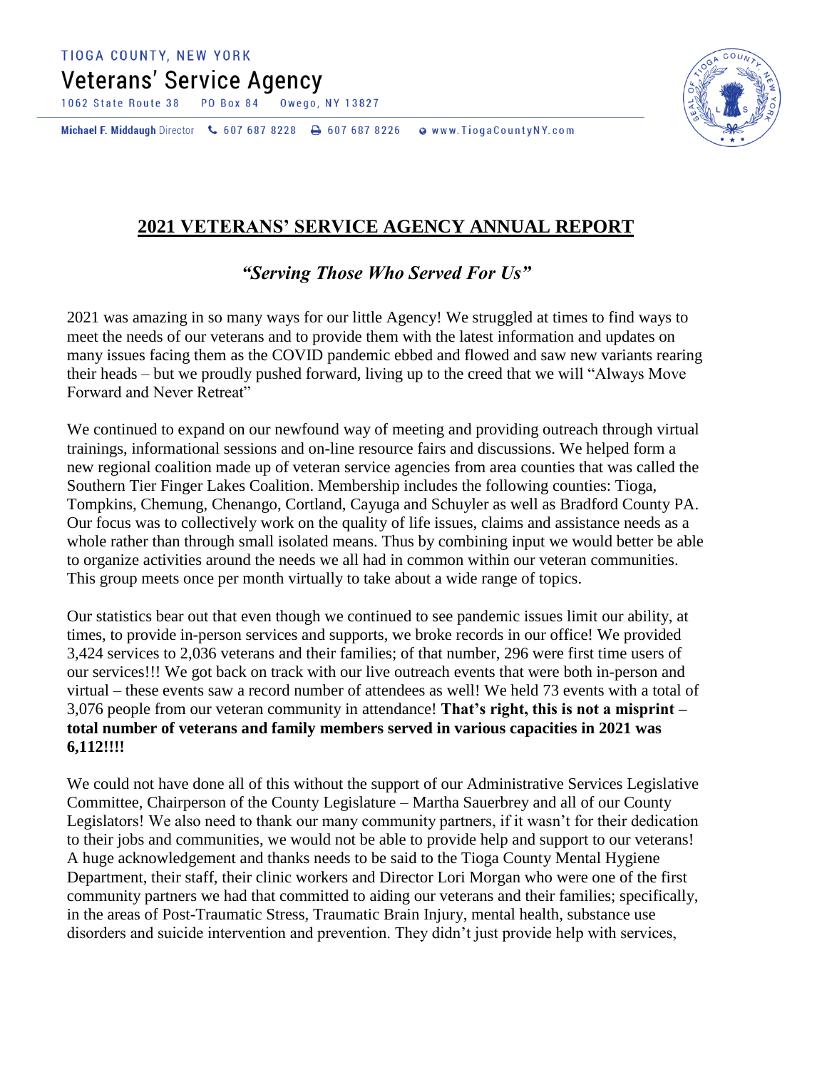TIOGA COUNTY, NEW YORK

Veterans' Service Agency

1062 State Route 38 PO Box 84 Owego, NY 13827

**Michael F. Middaugh** Director 607 687 8228 607 687 8226 www.TiogaCountyNY.com

## 2021 VETERANS' SERVICE AGENCY ANNUAL REPORT

### *"Serving Those Who Served For Us"*

2021 was amazing in so many ways for our little Agency! We struggled at times to find ways to meet the needs of our veterans and to provide them with the latest information and updates on many issues facing them as the COVID pandemic ebbed and flowed and saw new variants rearing their heads – but we proudly pushed forward, living up to the creed that we will "Always Move Forward and Never Retreat"

We continued to expand on our newfound way of meeting and providing outreach through virtual trainings, informational sessions and on-line resource fairs and discussions. We helped form a new regional coalition made up of veteran service agencies from area counties that was called the Southern Tier Finger Lakes Coalition. Membership includes the following counties: Tioga, Tompkins, Chemung, Chenango, Cortland, Cayuga and Schuyler as well as Bradford County PA. Our focus was to collectively work on the quality of life issues, claims and assistance needs as a whole rather than through small isolated means. Thus by combining input we would better be able to organize activities around the needs we all had in common within our veteran communities. This group meets once per month virtually to take about a wide range of topics.

Our statistics bear out that even though we continued to see pandemic issues limit our ability, at times, to provide in-person services and supports, we broke records in our office! We provided 3,424 services to 2,036 veterans and their families; of that number, 296 were first time users of our services!!! We got back on track with our live outreach events that were both in-person and virtual – these events saw a record number of attendees as well! We held 73 events with a total of 3,076 people from our veteran community in attendance! **That's right, this is not a misprint – total number of veterans and family members served in various capacities in 2021 was 6,112!!!!**

We could not have done all of this without the support of our Administrative Services Legislative Committee, Chairperson of the County Legislature – Martha Sauerbrey and all of our County Legislators! We also need to thank our many community partners, if it wasn't for their dedication to their jobs and communities, we would not be able to provide help and support to our veterans! A huge acknowledgement and thanks needs to be said to the Tioga County Mental Hygiene Department, their staff, their clinic workers and Director Lori Morgan who were one of the first community partners we had that committed to aiding our veterans and their families; specifically, in the areas of Post-Traumatic Stress, Traumatic Brain Injury, mental health, substance use disorders and suicide intervention and prevention. They didn't just provide help with services,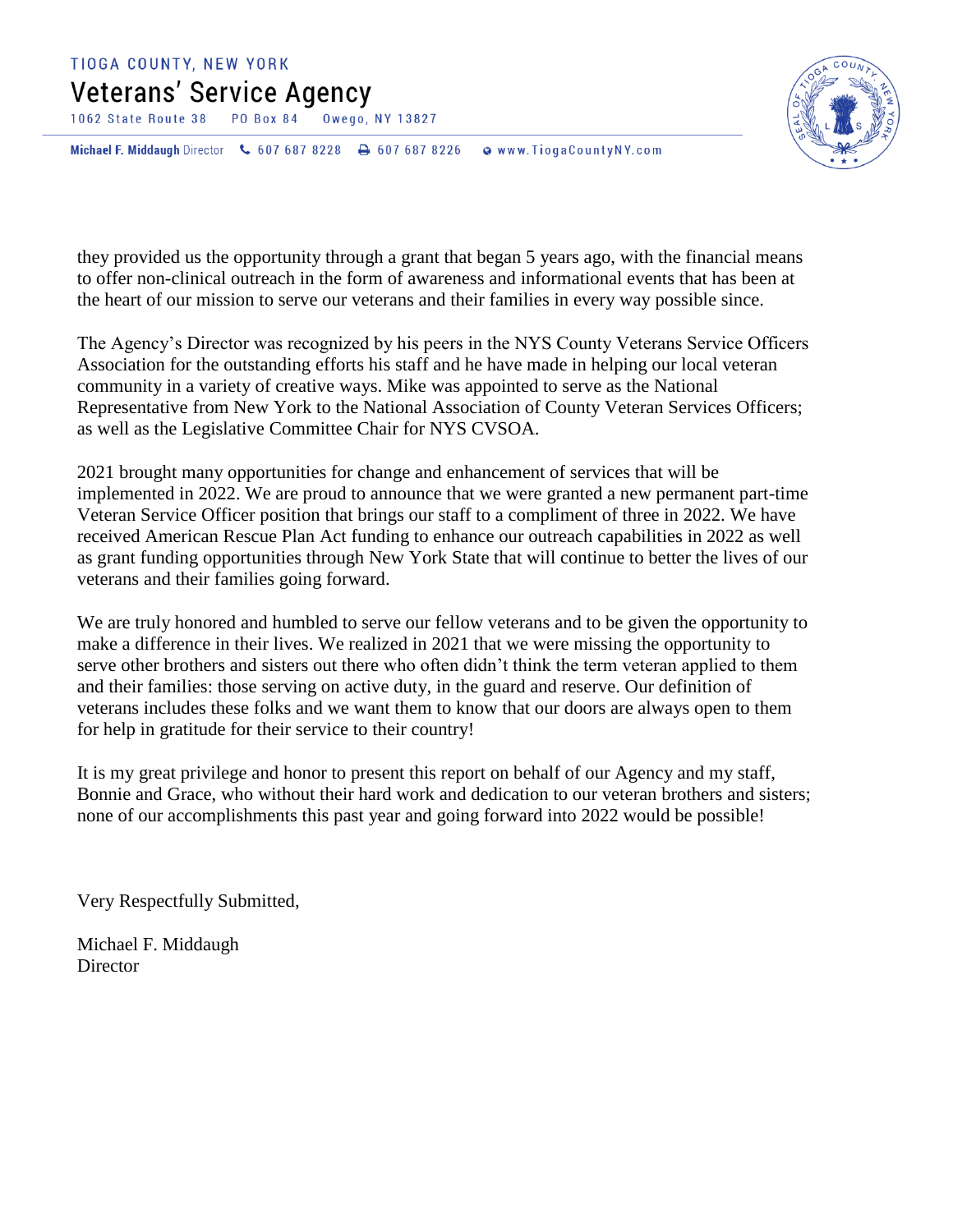they provided us the opportunity through a grant that began 5 years ago, with the financial means to offer non-clinical outreach in the form of awareness and informational events that has been at the heart of our mission to serve our veterans and their families in every way possible since.

The Agency's Director was recognized by his peers in the NYS County Veterans Service Officers Association for the outstanding efforts his staff and he have made in helping our local veteran community in a variety of creative ways. Mike was appointed to serve as the National Representative from New York to the National Association of County Veteran Services Officers; as well as the Legislative Committee Chair for NYS CVSOA.

2021 brought many opportunities for change and enhancement of services that will be implemented in 2022. We are proud to announce that we were granted a new permanent part-time Veteran Service Officer position that brings our staff to a compliment of three in 2022. We have received American Rescue Plan Act funding to enhance our outreach capabilities in 2022 as well as grant funding opportunities through New York State that will continue to better the lives of our veterans and their families going forward.

We are truly honored and humbled to serve our fellow veterans and to be given the opportunity to make a difference in their lives. We realized in 2021 that we were missing the opportunity to serve other brothers and sisters out there who often didn't think the term veteran applied to them and their families: those serving on active duty, in the guard and reserve. Our definition of veterans includes these folks and we want them to know that our doors are always open to them for help in gratitude for their service to their country!

It is my great privilege and honor to present this report on behalf of our Agency and my staff, Bonnie and Grace, who without their hard work and dedication to our veteran brothers and sisters; none of our accomplishments this past year and going forward into 2022 would be possible!

Very Respectfully Submitted,

Michael F. Middaugh
Director